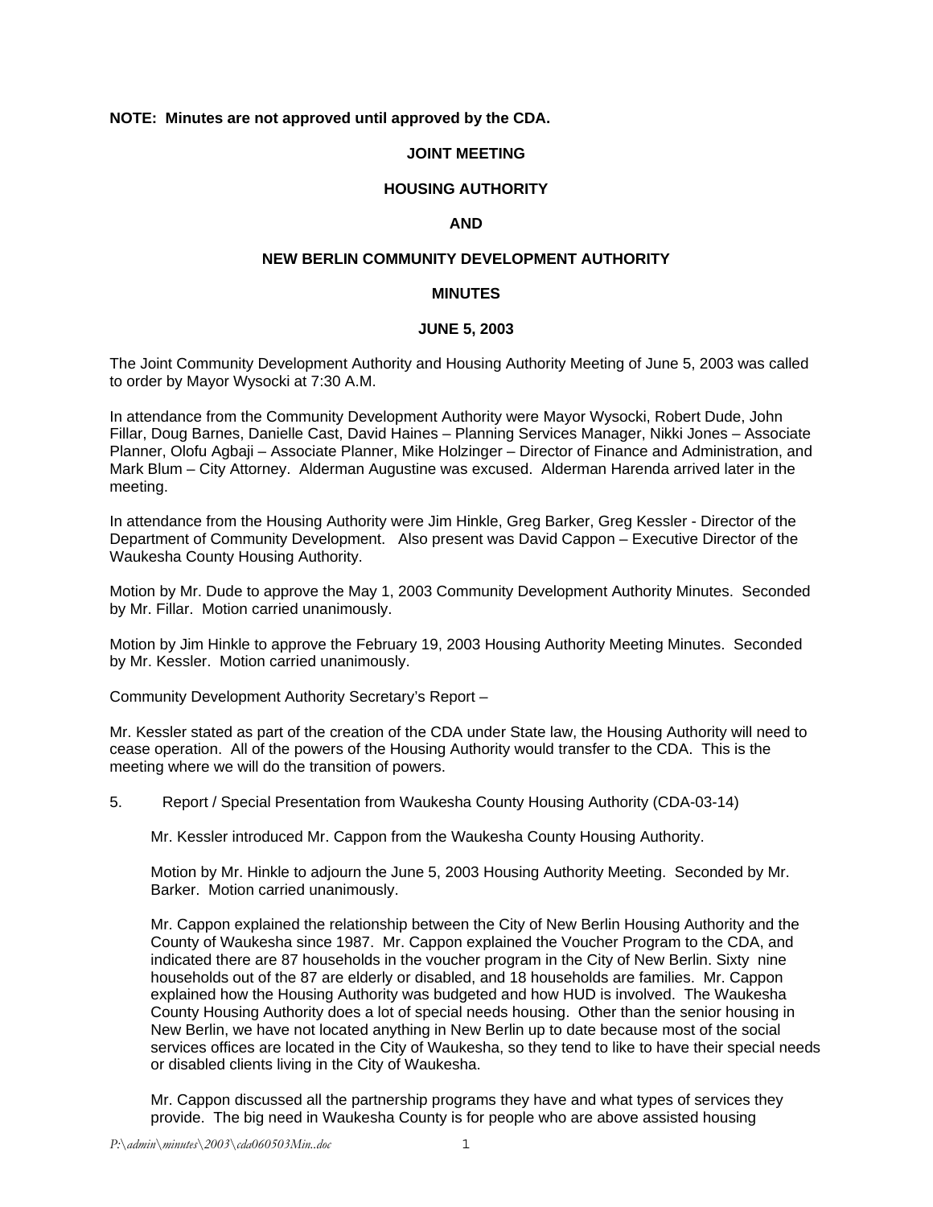**NOTE: Minutes are not approved until approved by the CDA.**

**JOINT MEETING**

**HOUSING AUTHORITY**

**AND**

**NEW BERLIN COMMUNITY DEVELOPMENT AUTHORITY**

**MINUTES**

**JUNE 5, 2003**

The Joint Community Development Authority and Housing Authority Meeting of June 5, 2003 was called to order by Mayor Wysocki at 7:30 A.M.

In attendance from the Community Development Authority were Mayor Wysocki, Robert Dude, John Fillar, Doug Barnes, Danielle Cast, David Haines – Planning Services Manager, Nikki Jones – Associate Planner, Olofu Agbaji – Associate Planner, Mike Holzinger – Director of Finance and Administration, and Mark Blum – City Attorney. Alderman Augustine was excused. Alderman Harenda arrived later in the meeting.

In attendance from the Housing Authority were Jim Hinkle, Greg Barker, Greg Kessler - Director of the Department of Community Development. Also present was David Cappon – Executive Director of the Waukesha County Housing Authority.

Motion by Mr. Dude to approve the May 1, 2003 Community Development Authority Minutes. Seconded by Mr. Fillar. Motion carried unanimously.

Motion by Jim Hinkle to approve the February 19, 2003 Housing Authority Meeting Minutes. Seconded by Mr. Kessler. Motion carried unanimously.

Community Development Authority Secretary's Report –

Mr. Kessler stated as part of the creation of the CDA under State law, the Housing Authority will need to cease operation. All of the powers of the Housing Authority would transfer to the CDA. This is the meeting where we will do the transition of powers.

5. Report / Special Presentation from Waukesha County Housing Authority (CDA-03-14)

   Mr. Kessler introduced Mr. Cappon from the Waukesha County Housing Authority.

   Motion by Mr. Hinkle to adjourn the June 5, 2003 Housing Authority Meeting. Seconded by Mr. Barker. Motion carried unanimously.

   Mr. Cappon explained the relationship between the City of New Berlin Housing Authority and the County of Waukesha since 1987. Mr. Cappon explained the Voucher Program to the CDA, and indicated there are 87 households in the voucher program in the City of New Berlin. Sixty nine households out of the 87 are elderly or disabled, and 18 households are families. Mr. Cappon explained how the Housing Authority was budgeted and how HUD is involved. The Waukesha County Housing Authority does a lot of special needs housing. Other than the senior housing in New Berlin, we have not located anything in New Berlin up to date because most of the social services offices are located in the City of Waukesha, so they tend to like to have their special needs or disabled clients living in the City of Waukesha.

   Mr. Cappon discussed all the partnership programs they have and what types of services they provide. The big need in Waukesha County is for people who are above assisted housing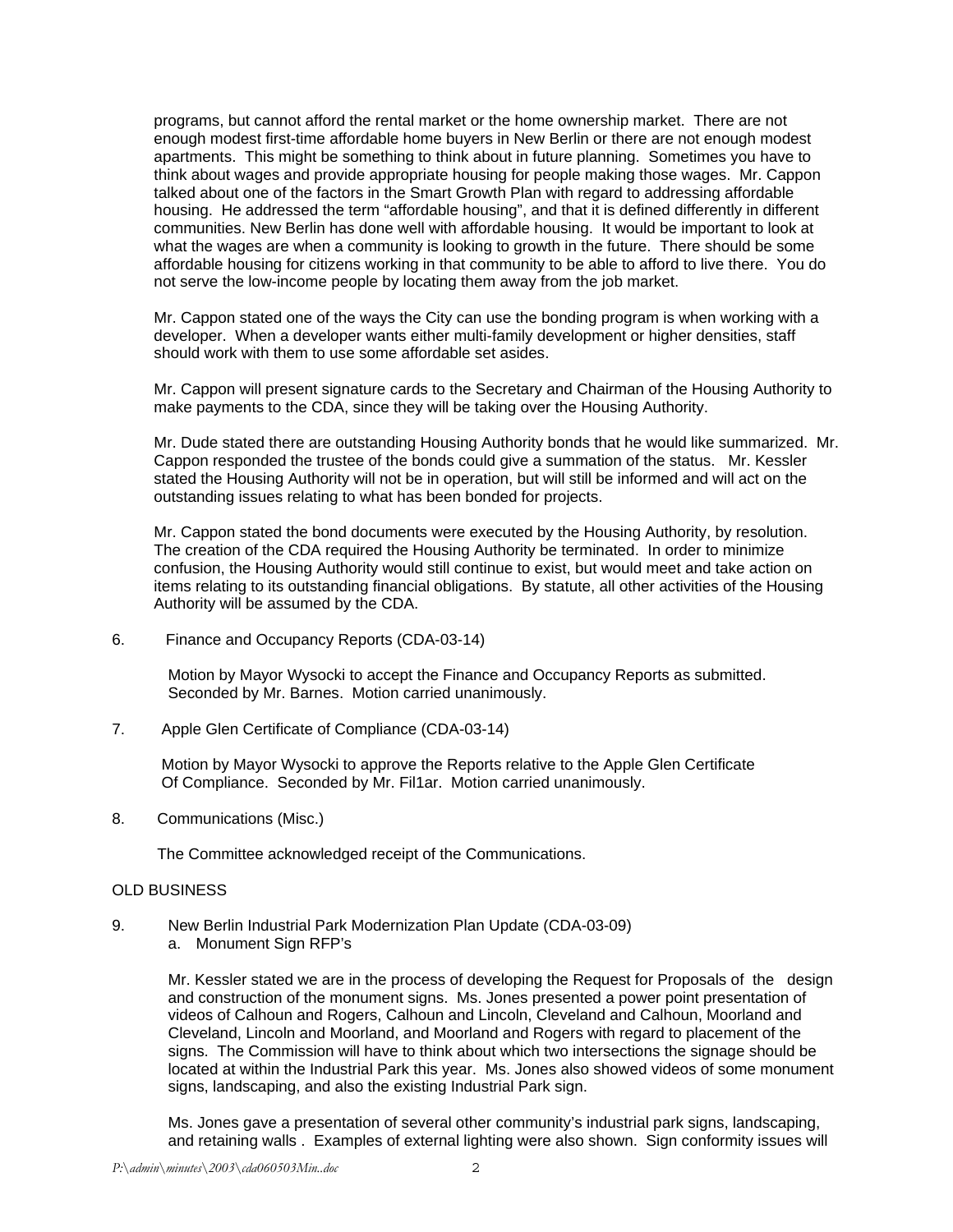programs, but cannot afford the rental market or the home ownership market. There are not enough modest first-time affordable home buyers in New Berlin or there are not enough modest apartments. This might be something to think about in future planning. Sometimes you have to think about wages and provide appropriate housing for people making those wages. Mr. Cappon talked about one of the factors in the Smart Growth Plan with regard to addressing affordable housing. He addressed the term "affordable housing", and that it is defined differently in different communities. New Berlin has done well with affordable housing. It would be important to look at what the wages are when a community is looking to growth in the future. There should be some affordable housing for citizens working in that community to be able to afford to live there. You do not serve the low-income people by locating them away from the job market.

Mr. Cappon stated one of the ways the City can use the bonding program is when working with a developer. When a developer wants either multi-family development or higher densities, staff should work with them to use some affordable set asides.

Mr. Cappon will present signature cards to the Secretary and Chairman of the Housing Authority to make payments to the CDA, since they will be taking over the Housing Authority.

Mr. Dude stated there are outstanding Housing Authority bonds that he would like summarized. Mr. Cappon responded the trustee of the bonds could give a summation of the status. Mr. Kessler stated the Housing Authority will not be in operation, but will still be informed and will act on the outstanding issues relating to what has been bonded for projects.

Mr. Cappon stated the bond documents were executed by the Housing Authority, by resolution. The creation of the CDA required the Housing Authority be terminated. In order to minimize confusion, the Housing Authority would still continue to exist, but would meet and take action on items relating to its outstanding financial obligations. By statute, all other activities of the Housing Authority will be assumed by the CDA.

6. Finance and Occupancy Reports (CDA-03-14)

   Motion by Mayor Wysocki to accept the Finance and Occupancy Reports as submitted. Seconded by Mr. Barnes. Motion carried unanimously.

7. Apple Glen Certificate of Compliance (CDA-03-14)

   Motion by Mayor Wysocki to approve the Reports relative to the Apple Glen Certificate Of Compliance. Seconded by Mr. Fil1ar. Motion carried unanimously.

8. Communications (Misc.)

   The Committee acknowledged receipt of the Communications.

OLD BUSINESS

9. New Berlin Industrial Park Modernization Plan Update (CDA-03-09)
   a. Monument Sign RFP's

   Mr. Kessler stated we are in the process of developing the Request for Proposals of the design and construction of the monument signs. Ms. Jones presented a power point presentation of videos of Calhoun and Rogers, Calhoun and Lincoln, Cleveland and Calhoun, Moorland and Cleveland, Lincoln and Moorland, and Moorland and Rogers with regard to placement of the signs. The Commission will have to think about which two intersections the signage should be located at within the Industrial Park this year. Ms. Jones also showed videos of some monument signs, landscaping, and also the existing Industrial Park sign.

   Ms. Jones gave a presentation of several other community's industrial park signs, landscaping, and retaining walls . Examples of external lighting were also shown. Sign conformity issues will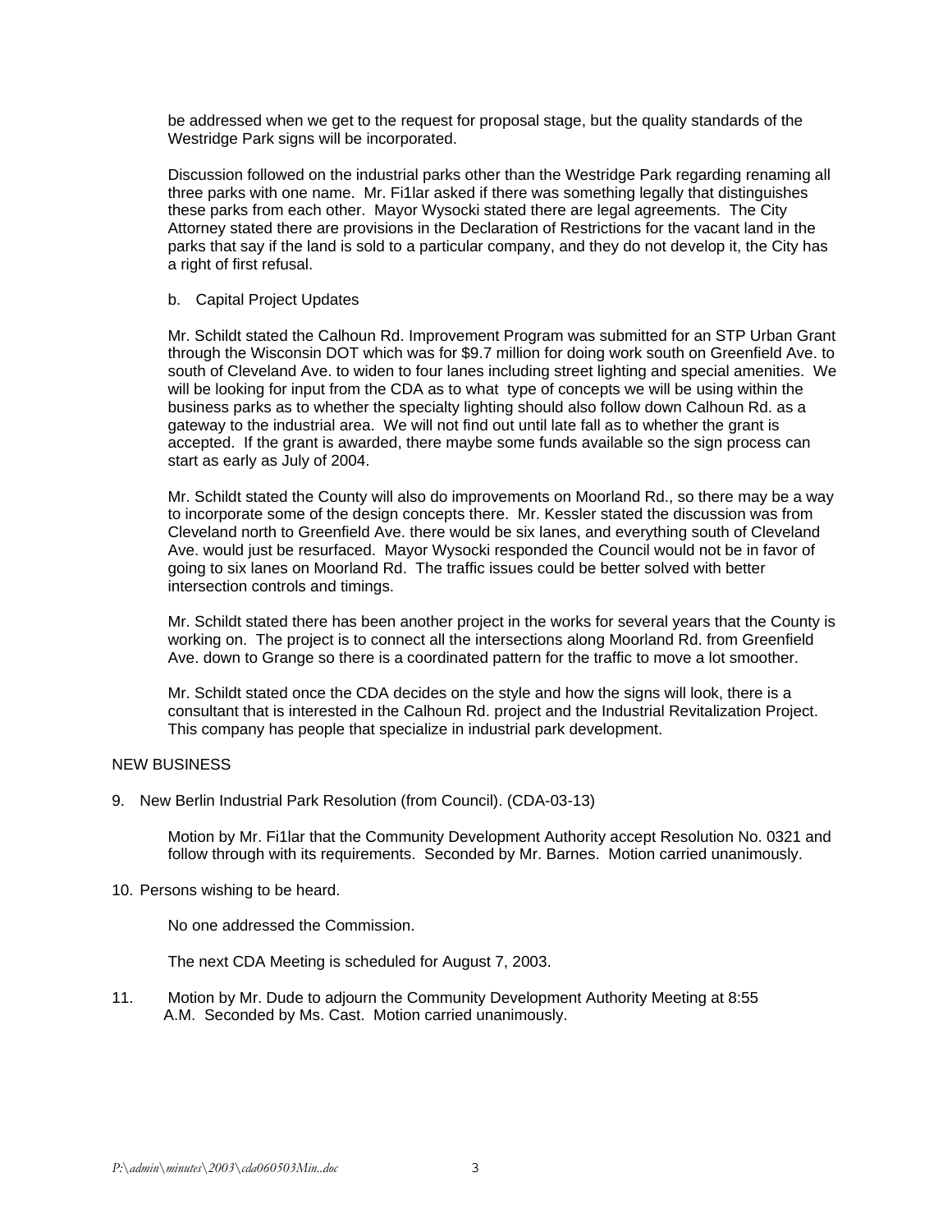be addressed when we get to the request for proposal stage, but the quality standards of the Westridge Park signs will be incorporated.

Discussion followed on the industrial parks other than the Westridge Park regarding renaming all three parks with one name. Mr. Fi1lar asked if there was something legally that distinguishes these parks from each other. Mayor Wysocki stated there are legal agreements. The City Attorney stated there are provisions in the Declaration of Restrictions for the vacant land in the parks that say if the land is sold to a particular company, and they do not develop it, the City has a right of first refusal.

b. Capital Project Updates

Mr. Schildt stated the Calhoun Rd. Improvement Program was submitted for an STP Urban Grant through the Wisconsin DOT which was for $9.7 million for doing work south on Greenfield Ave. to south of Cleveland Ave. to widen to four lanes including street lighting and special amenities. We will be looking for input from the CDA as to what type of concepts we will be using within the business parks as to whether the specialty lighting should also follow down Calhoun Rd. as a gateway to the industrial area. We will not find out until late fall as to whether the grant is accepted. If the grant is awarded, there maybe some funds available so the sign process can start as early as July of 2004.

Mr. Schildt stated the County will also do improvements on Moorland Rd., so there may be a way to incorporate some of the design concepts there. Mr. Kessler stated the discussion was from Cleveland north to Greenfield Ave. there would be six lanes, and everything south of Cleveland Ave. would just be resurfaced. Mayor Wysocki responded the Council would not be in favor of going to six lanes on Moorland Rd. The traffic issues could be better solved with better intersection controls and timings.

Mr. Schildt stated there has been another project in the works for several years that the County is working on. The project is to connect all the intersections along Moorland Rd. from Greenfield Ave. down to Grange so there is a coordinated pattern for the traffic to move a lot smoother.

Mr. Schildt stated once the CDA decides on the style and how the signs will look, there is a consultant that is interested in the Calhoun Rd. project and the Industrial Revitalization Project. This company has people that specialize in industrial park development.

NEW BUSINESS

9. New Berlin Industrial Park Resolution (from Council). (CDA-03-13)

   Motion by Mr. Fi1lar that the Community Development Authority accept Resolution No. 0321 and follow through with its requirements. Seconded by Mr. Barnes. Motion carried unanimously.

10. Persons wishing to be heard.

    No one addressed the Commission.

    The next CDA Meeting is scheduled for August 7, 2003.

11. Motion by Mr. Dude to adjourn the Community Development Authority Meeting at 8:55 A.M. Seconded by Ms. Cast. Motion carried unanimously.